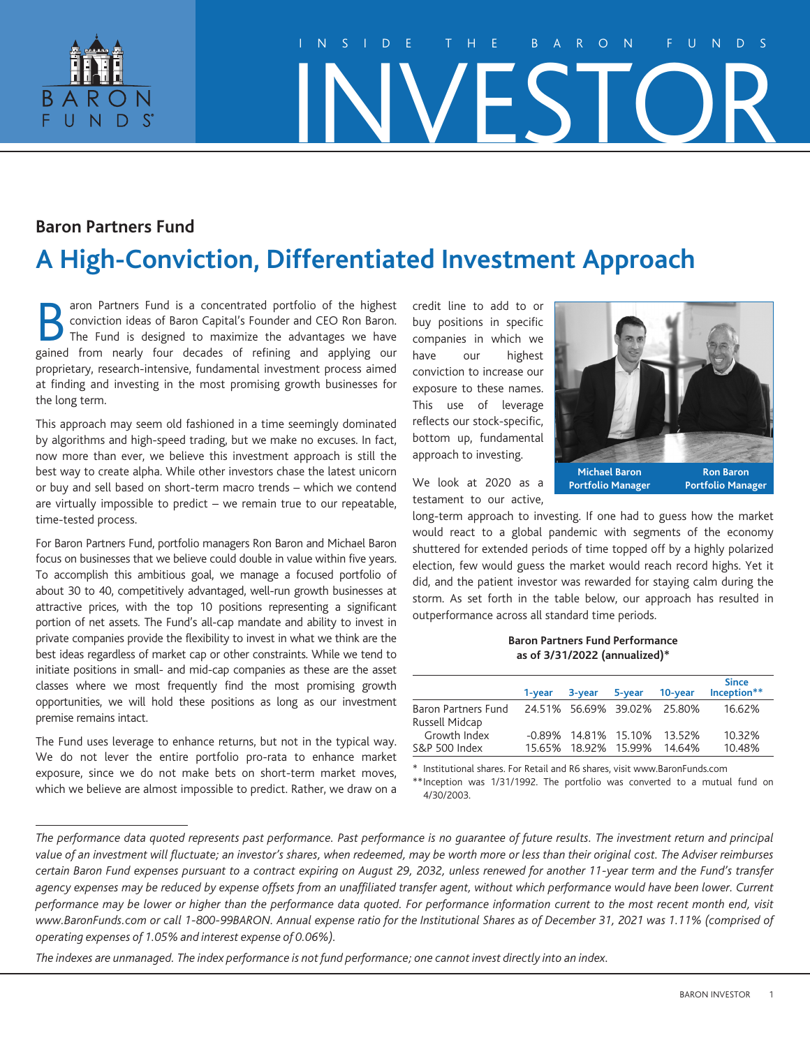# INSIDE THE BARON FUNDS INVESTOR

## Baron Partners Fund

# A High-Conviction, Differentiated Investment Approach

Baron Partners Fund is a concentrated portfolio of the highest conviction ideas of Baron Capital's Founder and CEO Ron Baron. The Fund is designed to maximize the advantages we have gained from nearly four decades of refining and applying our proprietary, research-intensive, fundamental investment process aimed at finding and investing in the most promising growth businesses for the long term.

This approach may seem old fashioned in a time seemingly dominated by algorithms and high-speed trading, but we make no excuses. In fact, now more than ever, we believe this investment approach is still the best way to create alpha. While other investors chase the latest unicorn or buy and sell based on short-term macro trends – which we contend are virtually impossible to predict – we remain true to our repeatable, time-tested process.

For Baron Partners Fund, portfolio managers Ron Baron and Michael Baron focus on businesses that we believe could double in value within five years. To accomplish this ambitious goal, we manage a focused portfolio of about 30 to 40, competitively advantaged, well-run growth businesses at attractive prices, with the top 10 positions representing a significant portion of net assets. The Fund's all-cap mandate and ability to invest in private companies provide the flexibility to invest in what we think are the best ideas regardless of market cap or other constraints. While we tend to initiate positions in small- and mid-cap companies as these are the asset classes where we most frequently find the most promising growth opportunities, we will hold these positions as long as our investment premise remains intact.

The Fund uses leverage to enhance returns, but not in the typical way. We do not lever the entire portfolio pro-rata to enhance market exposure, since we do not make bets on short-term market moves, which we believe are almost impossible to predict. Rather, we draw on a credit line to add to or buy positions in specific companies in which we have our highest conviction to increase our exposure to these names. This use of leverage reflects our stock-specific, bottom up, fundamental approach to investing.

Michael Baron, Portfolio Manager — Ron Baron, Portfolio Manager

We look at 2020 as a testament to our active, long-term approach to investing. If one had to guess how the market would react to a global pandemic with segments of the economy shuttered for extended periods of time topped off by a highly polarized election, few would guess the market would reach record highs. Yet it did, and the patient investor was rewarded for staying calm during the storm. As set forth in the table below, our approach has resulted in outperformance across all standard time periods.

**Baron Partners Fund Performance as of 3/31/2022 (annualized)***

| | 1-year | 3-year | 5-year | 10-year | Since Inception** |
|---|---|---|---|---|---|
| Baron Partners Fund | 24.51% | 56.69% | 39.02% | 25.80% | 16.62% |
| Russell Midcap Growth Index | -0.89% | 14.81% | 15.10% | 13.52% | 10.32% |
| S&P 500 Index | 15.65% | 18.92% | 15.99% | 14.64% | 10.48% |

\* Institutional shares. For Retail and R6 shares, visit www.BaronFunds.com

\*\*Inception was 1/31/1992. The portfolio was converted to a mutual fund on 4/30/2003.

*The performance data quoted represents past performance. Past performance is no guarantee of future results. The investment return and principal value of an investment will fluctuate; an investor's shares, when redeemed, may be worth more or less than their original cost. The Adviser reimburses certain Baron Fund expenses pursuant to a contract expiring on August 29, 2032, unless renewed for another 11-year term and the Fund's transfer agency expenses may be reduced by expense offsets from an unaffiliated transfer agent, without which performance would have been lower. Current performance may be lower or higher than the performance data quoted. For performance information current to the most recent month end, visit www.BaronFunds.com or call 1-800-99BARON. Annual expense ratio for the Institutional Shares as of December 31, 2021 was 1.11% (comprised of operating expenses of 1.05% and interest expense of 0.06%).*

*The indexes are unmanaged. The index performance is not fund performance; one cannot invest directly into an index.*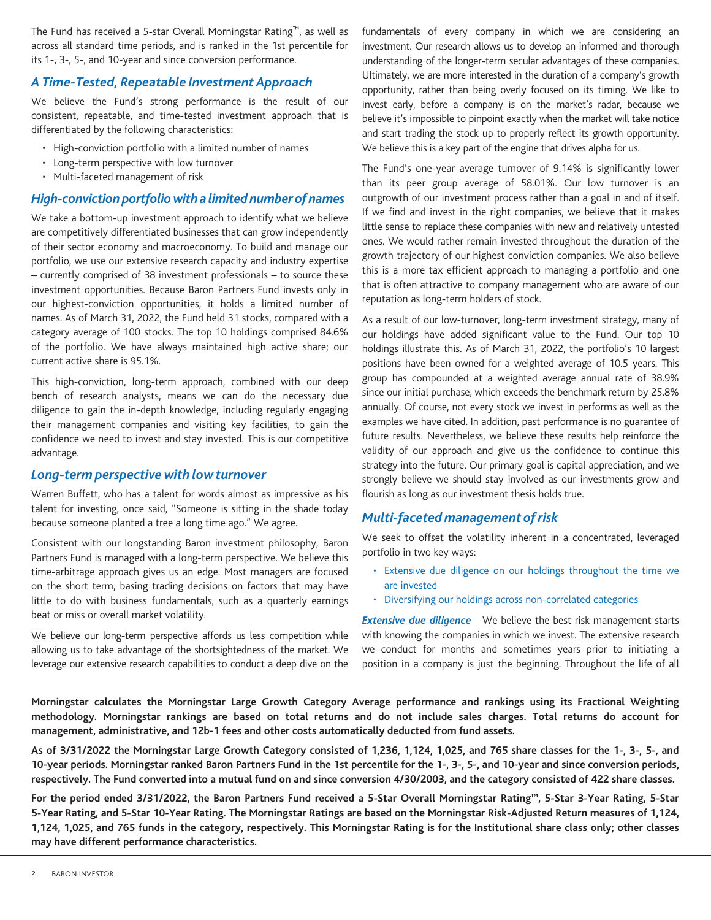The Fund has received a 5-star Overall Morningstar Rating™, as well as across all standard time periods, and is ranked in the 1st percentile for its 1-, 3-, 5-, and 10-year and since conversion performance.

## *A Time-Tested, Repeatable Investment Approach*

We believe the Fund's strong performance is the result of our consistent, repeatable, and time-tested investment approach that is differentiated by the following characteristics:

- High-conviction portfolio with a limited number of names
- Long-term perspective with low turnover
- Multi-faceted management of risk

### *High-conviction portfolio with a limited number of names*

We take a bottom-up investment approach to identify what we believe are competitively differentiated businesses that can grow independently of their sector economy and macroeconomy. To build and manage our portfolio, we use our extensive research capacity and industry expertise – currently comprised of 38 investment professionals – to source these investment opportunities. Because Baron Partners Fund invests only in our highest-conviction opportunities, it holds a limited number of names. As of March 31, 2022, the Fund held 31 stocks, compared with a category average of 100 stocks. The top 10 holdings comprised 84.6% of the portfolio. We have always maintained high active share; our current active share is 95.1%.

This high-conviction, long-term approach, combined with our deep bench of research analysts, means we can do the necessary due diligence to gain the in-depth knowledge, including regularly engaging their management companies and visiting key facilities, to gain the confidence we need to invest and stay invested. This is our competitive advantage.

### *Long-term perspective with low turnover*

Warren Buffett, who has a talent for words almost as impressive as his talent for investing, once said, "Someone is sitting in the shade today because someone planted a tree a long time ago." We agree.

Consistent with our longstanding Baron investment philosophy, Baron Partners Fund is managed with a long-term perspective. We believe this time-arbitrage approach gives us an edge. Most managers are focused on the short term, basing trading decisions on factors that may have little to do with business fundamentals, such as a quarterly earnings beat or miss or overall market volatility.

We believe our long-term perspective affords us less competition while allowing us to take advantage of the shortsightedness of the market. We leverage our extensive research capabilities to conduct a deep dive on the fundamentals of every company in which we are considering an investment. Our research allows us to develop an informed and thorough understanding of the longer-term secular advantages of these companies. Ultimately, we are more interested in the duration of a company's growth opportunity, rather than being overly focused on its timing. We like to invest early, before a company is on the market's radar, because we believe it's impossible to pinpoint exactly when the market will take notice and start trading the stock up to properly reflect its growth opportunity. We believe this is a key part of the engine that drives alpha for us.

The Fund's one-year average turnover of 9.14% is significantly lower than its peer group average of 58.01%. Our low turnover is an outgrowth of our investment process rather than a goal in and of itself. If we find and invest in the right companies, we believe that it makes little sense to replace these companies with new and relatively untested ones. We would rather remain invested throughout the duration of the growth trajectory of our highest conviction companies. We also believe this is a more tax efficient approach to managing a portfolio and one that is often attractive to company management who are aware of our reputation as long-term holders of stock.

As a result of our low-turnover, long-term investment strategy, many of our holdings have added significant value to the Fund. Our top 10 holdings illustrate this. As of March 31, 2022, the portfolio's 10 largest positions have been owned for a weighted average of 10.5 years. This group has compounded at a weighted average annual rate of 38.9% since our initial purchase, which exceeds the benchmark return by 25.8% annually. Of course, not every stock we invest in performs as well as the examples we have cited. In addition, past performance is no guarantee of future results. Nevertheless, we believe these results help reinforce the validity of our approach and give us the confidence to continue this strategy into the future. Our primary goal is capital appreciation, and we strongly believe we should stay involved as our investments grow and flourish as long as our investment thesis holds true.

### *Multi-faceted management of risk*

We seek to offset the volatility inherent in a concentrated, leveraged portfolio in two key ways:

- Extensive due diligence on our holdings throughout the time we are invested
- Diversifying our holdings across non-correlated categories

***Extensive due diligence*** We believe the best risk management starts with knowing the companies in which we invest. The extensive research we conduct for months and sometimes years prior to initiating a position in a company is just the beginning. Throughout the life of all

**Morningstar calculates the Morningstar Large Growth Category Average performance and rankings using its Fractional Weighting methodology. Morningstar rankings are based on total returns and do not include sales charges. Total returns do account for management, administrative, and 12b-1 fees and other costs automatically deducted from fund assets.**

**As of 3/31/2022 the Morningstar Large Growth Category consisted of 1,236, 1,124, 1,025, and 765 share classes for the 1-, 3-, 5-, and 10-year periods. Morningstar ranked Baron Partners Fund in the 1st percentile for the 1-, 3-, 5-, and 10-year and since conversion periods, respectively. The Fund converted into a mutual fund on and since conversion 4/30/2003, and the category consisted of 422 share classes.**

**For the period ended 3/31/2022, the Baron Partners Fund received a 5-Star Overall Morningstar Rating™, 5-Star 3-Year Rating, 5-Star 5-Year Rating, and 5-Star 10-Year Rating. The Morningstar Ratings are based on the Morningstar Risk-Adjusted Return measures of 1,124, 1,124, 1,025, and 765 funds in the category, respectively. This Morningstar Rating is for the Institutional share class only; other classes may have different performance characteristics.**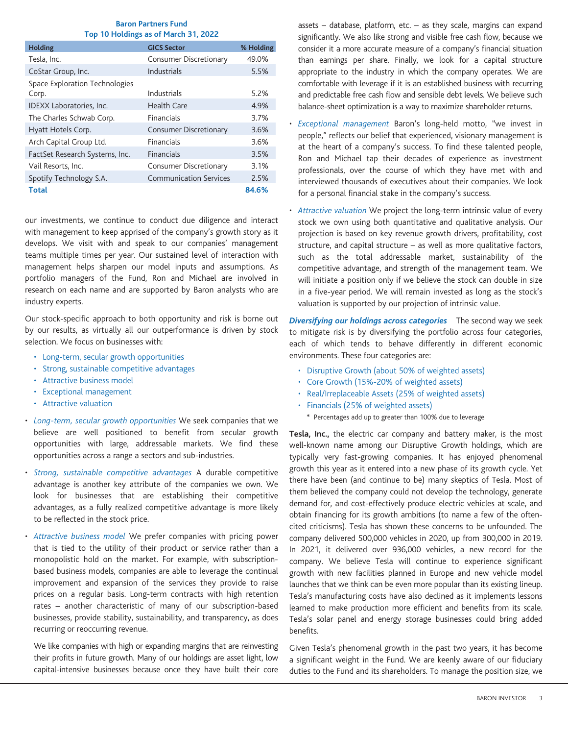**Baron Partners Fund**
**Top 10 Holdings as of March 31, 2022**

| Holding | GICS Sector | % Holding |
|---|---|---|
| Tesla, Inc. | Consumer Discretionary | 49.0% |
| CoStar Group, Inc. | Industrials | 5.5% |
| Space Exploration Technologies Corp. | Industrials | 5.2% |
| IDEXX Laboratories, Inc. | Health Care | 4.9% |
| The Charles Schwab Corp. | Financials | 3.7% |
| Hyatt Hotels Corp. | Consumer Discretionary | 3.6% |
| Arch Capital Group Ltd. | Financials | 3.6% |
| FactSet Research Systems, Inc. | Financials | 3.5% |
| Vail Resorts, Inc. | Consumer Discretionary | 3.1% |
| Spotify Technology S.A. | Communication Services | 2.5% |
| **Total** | | **84.6%** |

our investments, we continue to conduct due diligence and interact with management to keep apprised of the company's growth story as it develops. We visit with and speak to our companies' management teams multiple times per year. Our sustained level of interaction with management helps sharpen our model inputs and assumptions. As portfolio managers of the Fund, Ron and Michael are involved in research on each name and are supported by Baron analysts who are industry experts.

Our stock-specific approach to both opportunity and risk is borne out by our results, as virtually all our outperformance is driven by stock selection. We focus on businesses with:

- Long-term, secular growth opportunities
- Strong, sustainable competitive advantages
- Attractive business model
- Exceptional management
- Attractive valuation

- *Long-term, secular growth opportunities* We seek companies that we believe are well positioned to benefit from secular growth opportunities with large, addressable markets. We find these opportunities across a range a sectors and sub-industries.

- *Strong, sustainable competitive advantages* A durable competitive advantage is another key attribute of the companies we own. We look for businesses that are establishing their competitive advantages, as a fully realized competitive advantage is more likely to be reflected in the stock price.

- *Attractive business model* We prefer companies with pricing power that is tied to the utility of their product or service rather than a monopolistic hold on the market. For example, with subscription-based business models, companies are able to leverage the continual improvement and expansion of the services they provide to raise prices on a regular basis. Long-term contracts with high retention rates – another characteristic of many of our subscription-based businesses, provide stability, sustainability, and transparency, as does recurring or reoccurring revenue.

  We like companies with high or expanding margins that are reinvesting their profits in future growth. Many of our holdings are asset light, low capital-intensive businesses because once they have built their core assets – database, platform, etc. – as they scale, margins can expand significantly. We also like strong and visible free cash flow, because we consider it a more accurate measure of a company's financial situation than earnings per share. Finally, we look for a capital structure appropriate to the industry in which the company operates. We are comfortable with leverage if it is an established business with recurring and predictable free cash flow and sensible debt levels. We believe such balance-sheet optimization is a way to maximize shareholder returns.

- *Exceptional management* Baron's long-held motto, "we invest in people," reflects our belief that experienced, visionary management is at the heart of a company's success. To find these talented people, Ron and Michael tap their decades of experience as investment professionals, over the course of which they have met with and interviewed thousands of executives about their companies. We look for a personal financial stake in the company's success.

- *Attractive valuation* We project the long-term intrinsic value of every stock we own using both quantitative and qualitative analysis. Our projection is based on key revenue growth drivers, profitability, cost structure, and capital structure – as well as more qualitative factors, such as the total addressable market, sustainability of the competitive advantage, and strength of the management team. We will initiate a position only if we believe the stock can double in size in a five-year period. We will remain invested as long as the stock's valuation is supported by our projection of intrinsic value.

***Diversifying our holdings across categories*** The second way we seek to mitigate risk is by diversifying the portfolio across four categories, each of which tends to behave differently in different economic environments. These four categories are:

- Disruptive Growth (about 50% of weighted assets)
- Core Growth (15%-20% of weighted assets)
- Real/Irreplaceable Assets (25% of weighted assets)
- Financials (25% of weighted assets)

\* Percentages add up to greater than 100% due to leverage

**Tesla, Inc.,** the electric car company and battery maker, is the most well-known name among our Disruptive Growth holdings, which are typically very fast-growing companies. It has enjoyed phenomenal growth this year as it entered into a new phase of its growth cycle. Yet there have been (and continue to be) many skeptics of Tesla. Most of them believed the company could not develop the technology, generate demand for, and cost-effectively produce electric vehicles at scale, and obtain financing for its growth ambitions (to name a few of the often-cited criticisms). Tesla has shown these concerns to be unfounded. The company delivered 500,000 vehicles in 2020, up from 300,000 in 2019. In 2021, it delivered over 936,000 vehicles, a new record for the company. We believe Tesla will continue to experience significant growth with new facilities planned in Europe and new vehicle model launches that we think can be even more popular than its existing lineup. Tesla's manufacturing costs have also declined as it implements lessons learned to make production more efficient and benefits from its scale. Tesla's solar panel and energy storage businesses could bring added benefits.

Given Tesla's phenomenal growth in the past two years, it has become a significant weight in the Fund. We are keenly aware of our fiduciary duties to the Fund and its shareholders. To manage the position size, we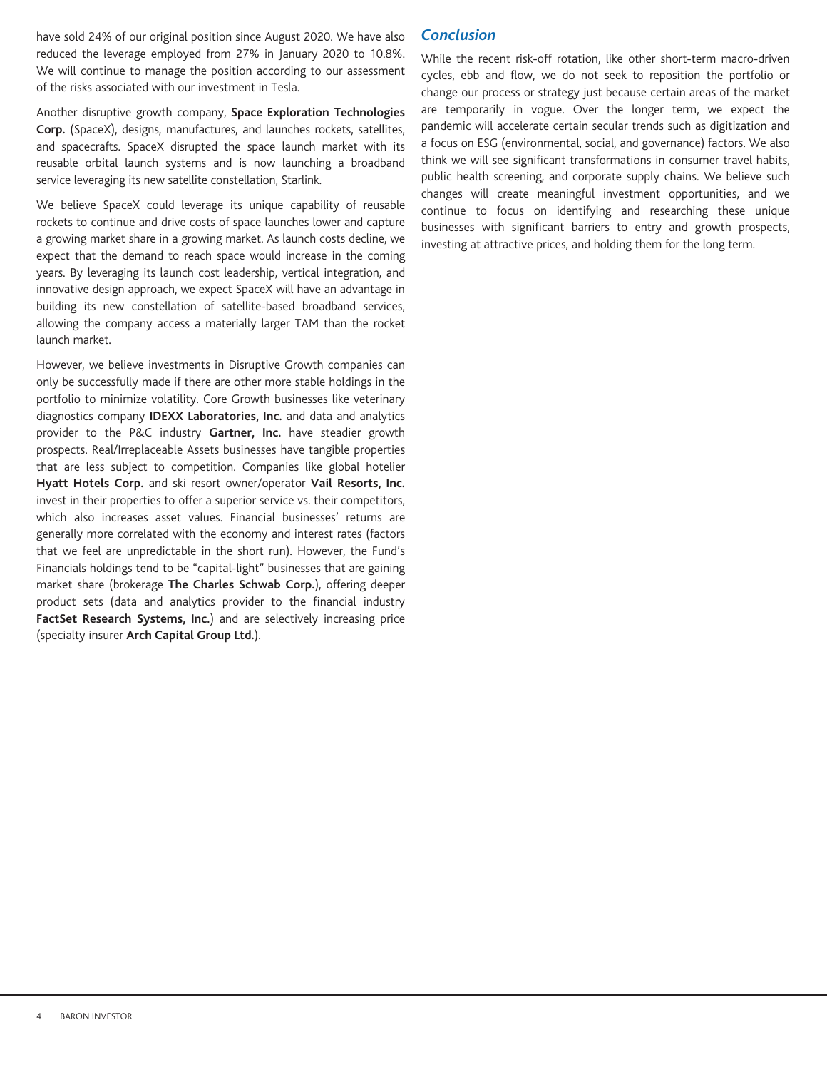have sold 24% of our original position since August 2020. We have also reduced the leverage employed from 27% in January 2020 to 10.8%. We will continue to manage the position according to our assessment of the risks associated with our investment in Tesla.

Another disruptive growth company, **Space Exploration Technologies Corp.** (SpaceX), designs, manufactures, and launches rockets, satellites, and spacecrafts. SpaceX disrupted the space launch market with its reusable orbital launch systems and is now launching a broadband service leveraging its new satellite constellation, Starlink.

We believe SpaceX could leverage its unique capability of reusable rockets to continue and drive costs of space launches lower and capture a growing market share in a growing market. As launch costs decline, we expect that the demand to reach space would increase in the coming years. By leveraging its launch cost leadership, vertical integration, and innovative design approach, we expect SpaceX will have an advantage in building its new constellation of satellite-based broadband services, allowing the company access a materially larger TAM than the rocket launch market.

However, we believe investments in Disruptive Growth companies can only be successfully made if there are other more stable holdings in the portfolio to minimize volatility. Core Growth businesses like veterinary diagnostics company **IDEXX Laboratories, Inc.** and data and analytics provider to the P&C industry **Gartner, Inc.** have steadier growth prospects. Real/Irreplaceable Assets businesses have tangible properties that are less subject to competition. Companies like global hotelier **Hyatt Hotels Corp.** and ski resort owner/operator **Vail Resorts, Inc.** invest in their properties to offer a superior service vs. their competitors, which also increases asset values. Financial businesses' returns are generally more correlated with the economy and interest rates (factors that we feel are unpredictable in the short run). However, the Fund's Financials holdings tend to be "capital-light" businesses that are gaining market share (brokerage **The Charles Schwab Corp.**), offering deeper product sets (data and analytics provider to the financial industry **FactSet Research Systems, Inc.**) and are selectively increasing price (specialty insurer **Arch Capital Group Ltd.**).

## *Conclusion*

While the recent risk-off rotation, like other short-term macro-driven cycles, ebb and flow, we do not seek to reposition the portfolio or change our process or strategy just because certain areas of the market are temporarily in vogue. Over the longer term, we expect the pandemic will accelerate certain secular trends such as digitization and a focus on ESG (environmental, social, and governance) factors. We also think we will see significant transformations in consumer travel habits, public health screening, and corporate supply chains. We believe such changes will create meaningful investment opportunities, and we continue to focus on identifying and researching these unique businesses with significant barriers to entry and growth prospects, investing at attractive prices, and holding them for the long term.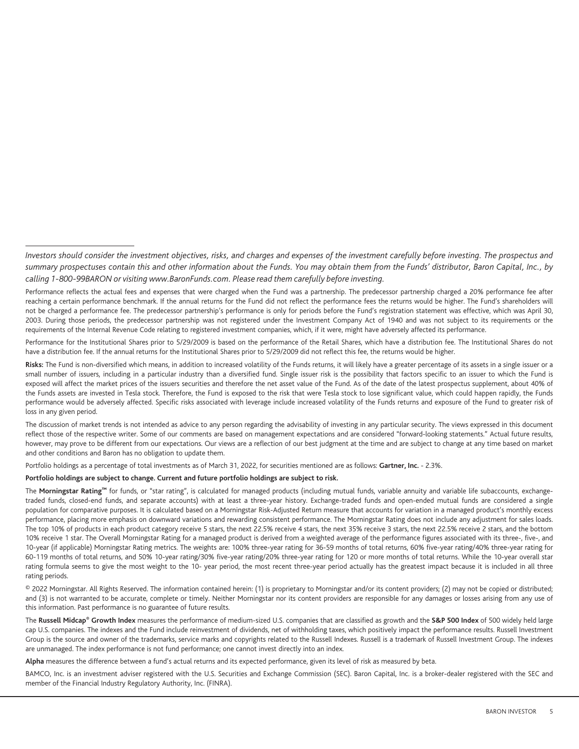*Investors should consider the investment objectives, risks, and charges and expenses of the investment carefully before investing. The prospectus and summary prospectuses contain this and other information about the Funds. You may obtain them from the Funds' distributor, Baron Capital, Inc., by calling 1-800-99BARON or visiting www.BaronFunds.com. Please read them carefully before investing.*

Performance reflects the actual fees and expenses that were charged when the Fund was a partnership. The predecessor partnership charged a 20% performance fee after reaching a certain performance benchmark. If the annual returns for the Fund did not reflect the performance fees the returns would be higher. The Fund's shareholders will not be charged a performance fee. The predecessor partnership's performance is only for periods before the Fund's registration statement was effective, which was April 30, 2003. During those periods, the predecessor partnership was not registered under the Investment Company Act of 1940 and was not subject to its requirements or the requirements of the Internal Revenue Code relating to registered investment companies, which, if it were, might have adversely affected its performance.

Performance for the Institutional Shares prior to 5/29/2009 is based on the performance of the Retail Shares, which have a distribution fee. The Institutional Shares do not have a distribution fee. If the annual returns for the Institutional Shares prior to 5/29/2009 did not reflect this fee, the returns would be higher.

**Risks:** The Fund is non-diversified which means, in addition to increased volatility of the Funds returns, it will likely have a greater percentage of its assets in a single issuer or a small number of issuers, including in a particular industry than a diversified fund. Single issuer risk is the possibility that factors specific to an issuer to which the Fund is exposed will affect the market prices of the issuers securities and therefore the net asset value of the Fund. As of the date of the latest prospectus supplement, about 40% of the Funds assets are invested in Tesla stock. Therefore, the Fund is exposed to the risk that were Tesla stock to lose significant value, which could happen rapidly, the Funds performance would be adversely affected. Specific risks associated with leverage include increased volatility of the Funds returns and exposure of the Fund to greater risk of loss in any given period.

The discussion of market trends is not intended as advice to any person regarding the advisability of investing in any particular security. The views expressed in this document reflect those of the respective writer. Some of our comments are based on management expectations and are considered "forward-looking statements." Actual future results, however, may prove to be different from our expectations. Our views are a reflection of our best judgment at the time and are subject to change at any time based on market and other conditions and Baron has no obligation to update them.

Portfolio holdings as a percentage of total investments as of March 31, 2022, for securities mentioned are as follows: **Gartner, Inc.** - 2.3%.

**Portfolio holdings are subject to change. Current and future portfolio holdings are subject to risk.**

The **Morningstar Rating™** for funds, or "star rating", is calculated for managed products (including mutual funds, variable annuity and variable life subaccounts, exchange-traded funds, closed-end funds, and separate accounts) with at least a three-year history. Exchange-traded funds and open-ended mutual funds are considered a single population for comparative purposes. It is calculated based on a Morningstar Risk-Adjusted Return measure that accounts for variation in a managed product's monthly excess performance, placing more emphasis on downward variations and rewarding consistent performance. The Morningstar Rating does not include any adjustment for sales loads. The top 10% of products in each product category receive 5 stars, the next 22.5% receive 4 stars, the next 35% receive 3 stars, the next 22.5% receive 2 stars, and the bottom 10% receive 1 star. The Overall Morningstar Rating for a managed product is derived from a weighted average of the performance figures associated with its three-, five-, and 10-year (if applicable) Morningstar Rating metrics. The weights are: 100% three-year rating for 36-59 months of total returns, 60% five-year rating/40% three-year rating for 60-119 months of total returns, and 50% 10-year rating/30% five-year rating/20% three-year rating for 120 or more months of total returns. While the 10-year overall star rating formula seems to give the most weight to the 10- year period, the most recent three-year period actually has the greatest impact because it is included in all three rating periods.

© 2022 Morningstar. All Rights Reserved. The information contained herein: (1) is proprietary to Morningstar and/or its content providers; (2) may not be copied or distributed; and (3) is not warranted to be accurate, complete or timely. Neither Morningstar nor its content providers are responsible for any damages or losses arising from any use of this information. Past performance is no guarantee of future results.

The **Russell Midcap® Growth Index** measures the performance of medium-sized U.S. companies that are classified as growth and the **S&P 500 Index** of 500 widely held large cap U.S. companies. The indexes and the Fund include reinvestment of dividends, net of withholding taxes, which positively impact the performance results. Russell Investment Group is the source and owner of the trademarks, service marks and copyrights related to the Russell Indexes. Russell is a trademark of Russell Investment Group. The indexes are unmanaged. The index performance is not fund performance; one cannot invest directly into an index.

**Alpha** measures the difference between a fund's actual returns and its expected performance, given its level of risk as measured by beta.

BAMCO, Inc. is an investment adviser registered with the U.S. Securities and Exchange Commission (SEC). Baron Capital, Inc. is a broker-dealer registered with the SEC and member of the Financial Industry Regulatory Authority, Inc. (FINRA).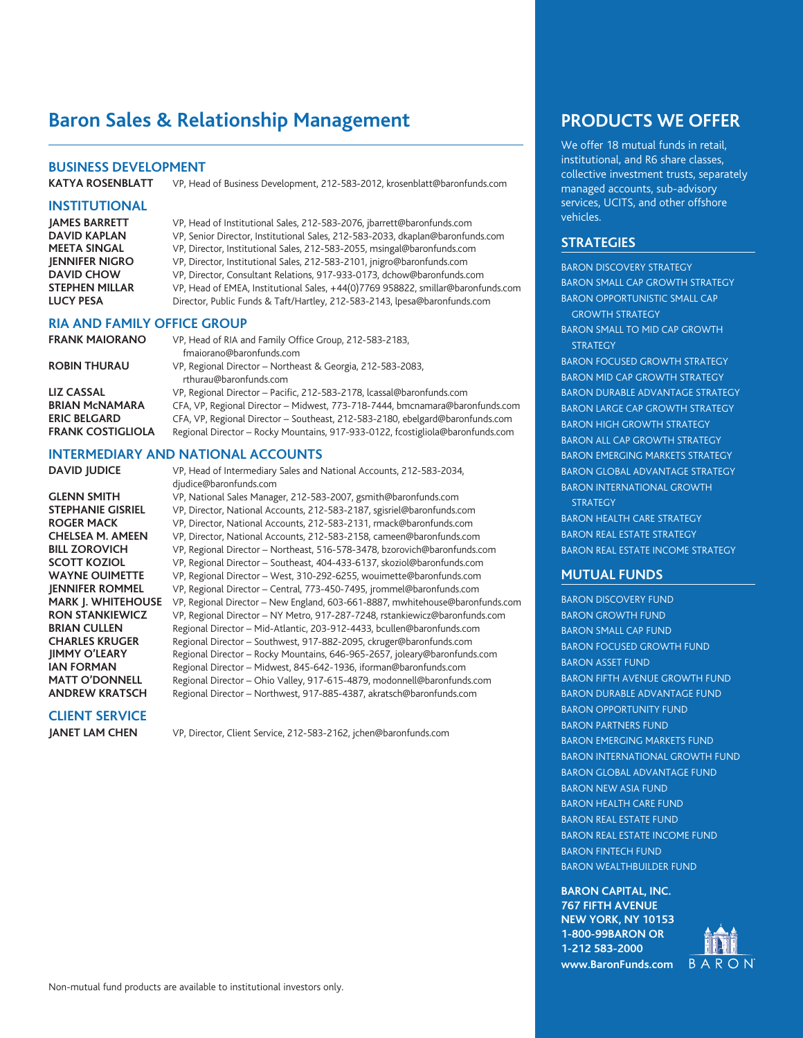# Baron Sales & Relationship Management

## BUSINESS DEVELOPMENT

**KATYA ROSENBLATT** VP, Head of Business Development, 212-583-2012, krosenblatt@baronfunds.com

## INSTITUTIONAL

**JAMES BARRETT** VP, Head of Institutional Sales, 212-583-2076, jbarrett@baronfunds.com
**DAVID KAPLAN** VP, Senior Director, Institutional Sales, 212-583-2033, dkaplan@baronfunds.com
**MEETA SINGAL** VP, Director, Institutional Sales, 212-583-2055, msingal@baronfunds.com
**JENNIFER NIGRO** VP, Director, Institutional Sales, 212-583-2101, jnigro@baronfunds.com
**DAVID CHOW** VP, Director, Consultant Relations, 917-933-0173, dchow@baronfunds.com
**STEPHEN MILLAR** VP, Head of EMEA, Institutional Sales, +44(0)7769 958822, smillar@baronfunds.com
**LUCY PESA** Director, Public Funds & Taft/Hartley, 212-583-2143, lpesa@baronfunds.com

## RIA AND FAMILY OFFICE GROUP

**FRANK MAIORANO** VP, Head of RIA and Family Office Group, 212-583-2183, fmaiorano@baronfunds.com
**ROBIN THURAU** VP, Regional Director – Northeast & Georgia, 212-583-2083, rthurau@baronfunds.com
**LIZ CASSAL** VP, Regional Director – Pacific, 212-583-2178, lcassal@baronfunds.com
**BRIAN McNAMARA** CFA, VP, Regional Director – Midwest, 773-718-7444, bmcnamara@baronfunds.com
**ERIC BELGARD** CFA, VP, Regional Director – Southeast, 212-583-2180, ebelgard@baronfunds.com
**FRANK COSTIGLIOLA** Regional Director – Rocky Mountains, 917-933-0122, fcostigliola@baronfunds.com

## INTERMEDIARY AND NATIONAL ACCOUNTS

**DAVID JUDICE** VP, Head of Intermediary Sales and National Accounts, 212-583-2034, djudice@baronfunds.com
**GLENN SMITH** VP, National Sales Manager, 212-583-2007, gsmith@baronfunds.com
**STEPHANIE GISRIEL** VP, Director, National Accounts, 212-583-2187, sgisriel@baronfunds.com
**ROGER MACK** VP, Director, National Accounts, 212-583-2131, rmack@baronfunds.com
**CHELSEA M. AMEEN** VP, Director, National Accounts, 212-583-2158, cameen@baronfunds.com
**BILL ZOROVICH** VP, Regional Director – Northeast, 516-578-3478, bzorovich@baronfunds.com
**SCOTT KOZIOL** VP, Regional Director – Southeast, 404-433-6137, skoziol@baronfunds.com
**WAYNE OUIMETTE** VP, Regional Director – West, 310-292-6255, wouimette@baronfunds.com
**JENNIFER ROMMEL** VP, Regional Director – Central, 773-450-7495, jrommel@baronfunds.com
**MARK J. WHITEHOUSE** VP, Regional Director – New England, 603-661-8887, mwhitehouse@baronfunds.com
**RON STANKIEWICZ** VP, Regional Director – NY Metro, 917-287-7248, rstankiewicz@baronfunds.com
**BRIAN CULLEN** Regional Director – Mid-Atlantic, 203-912-4433, bcullen@baronfunds.com
**CHARLES KRUGER** Regional Director – Southwest, 917-882-2095, ckruger@baronfunds.com
**JIMMY O'LEARY** Regional Director – Rocky Mountains, 646-965-2657, joleary@baronfunds.com
**IAN FORMAN** Regional Director – Midwest, 845-642-1936, iforman@baronfunds.com
**MATT O'DONNELL** Regional Director – Ohio Valley, 917-615-4879, modonnell@baronfunds.com
**ANDREW KRATSCH** Regional Director – Northwest, 917-885-4387, akratsch@baronfunds.com

## CLIENT SERVICE

**JANET LAM CHEN** VP, Director, Client Service, 212-583-2162, jchen@baronfunds.com

Non-mutual fund products are available to institutional investors only.

# PRODUCTS WE OFFER

We offer 18 mutual funds in retail, institutional, and R6 share classes, collective investment trusts, separately managed accounts, sub-advisory services, UCITS, and other offshore vehicles.

## STRATEGIES

- BARON DISCOVERY STRATEGY
- BARON SMALL CAP GROWTH STRATEGY
- BARON OPPORTUNISTIC SMALL CAP GROWTH STRATEGY
- BARON SMALL TO MID CAP GROWTH STRATEGY
- BARON FOCUSED GROWTH STRATEGY
- BARON MID CAP GROWTH STRATEGY
- BARON DURABLE ADVANTAGE STRATEGY
- BARON LARGE CAP GROWTH STRATEGY
- BARON HIGH GROWTH STRATEGY
- BARON ALL CAP GROWTH STRATEGY
- BARON EMERGING MARKETS STRATEGY
- BARON GLOBAL ADVANTAGE STRATEGY
- BARON INTERNATIONAL GROWTH STRATEGY
- BARON HEALTH CARE STRATEGY
- BARON REAL ESTATE STRATEGY
- BARON REAL ESTATE INCOME STRATEGY

## MUTUAL FUNDS

- BARON DISCOVERY FUND
- BARON GROWTH FUND
- BARON SMALL CAP FUND
- BARON FOCUSED GROWTH FUND
- BARON ASSET FUND
- BARON FIFTH AVENUE GROWTH FUND
- BARON DURABLE ADVANTAGE FUND
- BARON OPPORTUNITY FUND
- BARON PARTNERS FUND
- BARON EMERGING MARKETS FUND
- BARON INTERNATIONAL GROWTH FUND
- BARON GLOBAL ADVANTAGE FUND
- BARON NEW ASIA FUND
- BARON HEALTH CARE FUND
- BARON REAL ESTATE FUND
- BARON REAL ESTATE INCOME FUND
- BARON FINTECH FUND
- BARON WEALTHBUILDER FUND

**BARON CAPITAL, INC.**
**767 FIFTH AVENUE**
**NEW YORK, NY 10153**
**1-800-99BARON OR**
**1-212 583-2000**
**www.BaronFunds.com**

BARON